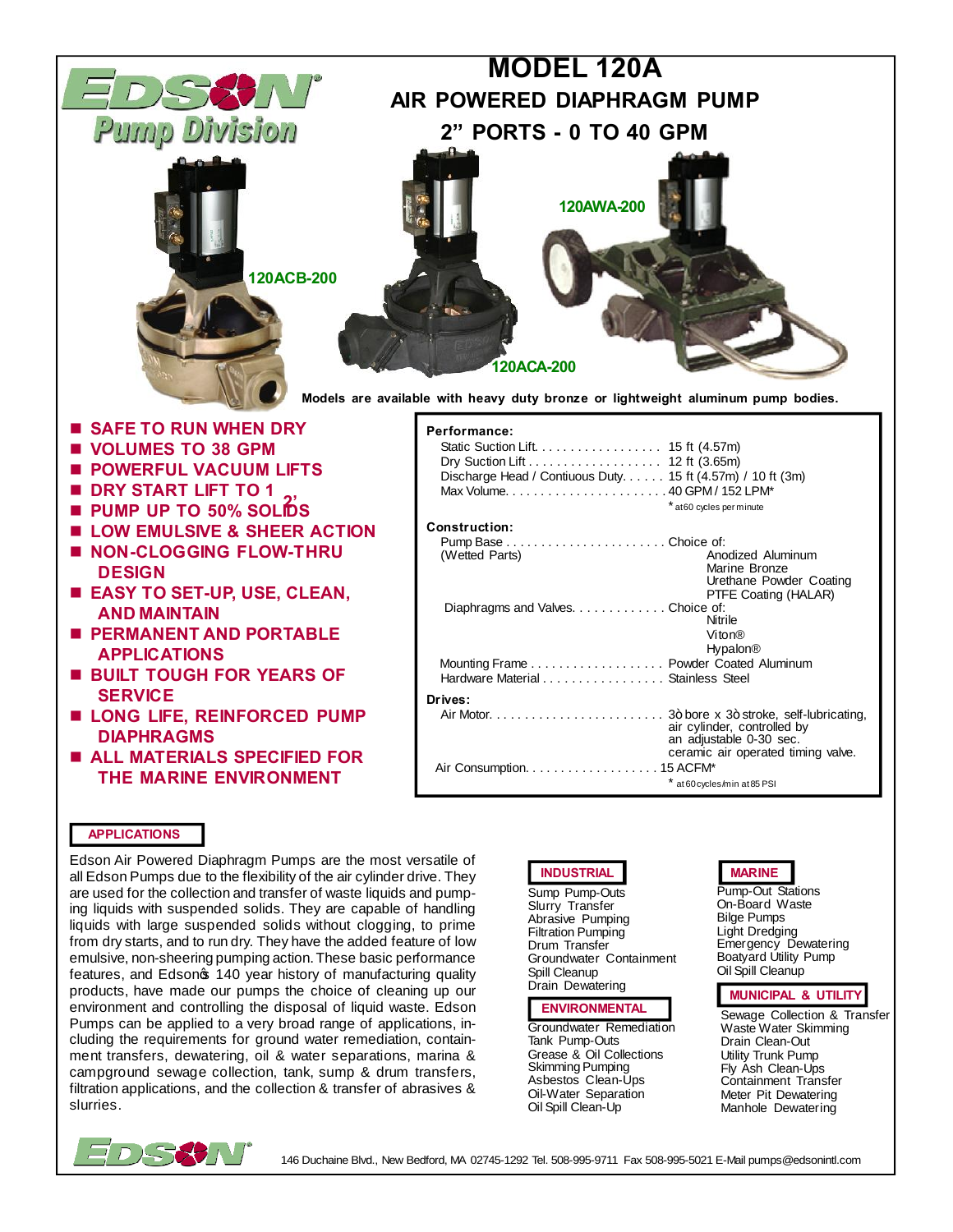# MODEL 120A

## AIR POWERED DIAPHRAGM PUMP

## 2" PORTS - 0 TO 40 GPM

EDSON Pump Division

120ACB-200

120AWA-200

120ACA-200

**Models are available with heavy duty bronze or lightweight aluminum pump bodies.**

- **SAFE TO RUN WHEN DRY**
- **VOLUMES TO 38 GPM**
- **POWERFUL VACUUM LIFTS**
- **DRY START LIFT TO 12'**
- **PUMP UP TO 50% SOLIDS**
- **LOW EMULSIVE & SHEER ACTION**
- **NON-CLOGGING FLOW-THRU DESIGN**
- **EASY TO SET-UP, USE, CLEAN, AND MAINTAIN**
- **PERMANENT AND PORTABLE APPLICATIONS**
- **BUILT TOUGH FOR YEARS OF SERVICE**
- **LONG LIFE, REINFORCED PUMP DIAPHRAGMS**
- **ALL MATERIALS SPECIFIED FOR THE MARINE ENVIRONMENT**

**Performance:**

| | |
|---|---|
| Static Suction Lift | 15 ft (4.57m) |
| Dry Suction Lift | 12 ft (3.65m) |
| Discharge Head / Contiuous Duty | 15 ft (4.57m) / 10 ft (3m) |
| Max Volume | 40 GPM / 152 LPM* |
| | * at 60 cycles per minute |

**Construction:**

| | |
|---|---|
| Pump Base (Wetted Parts) | Choice of: Anodized Aluminum, Marine Bronze, Urethane Powder Coating, PTFE Coating (HALAR) |
| Diaphragms and Valves | Choice of: Nitrile, Viton®, Hypalon® |
| Mounting Frame | Powder Coated Aluminum |
| Hardware Material | Stainless Steel |

**Drives:**

| | |
|---|---|
| Air Motor | 3" bore x 3" stroke, self-lubricating, air cylinder, controlled by an adjustable 0-30 sec. ceramic air operated timing valve. |
| Air Consumption | 15 ACFM* |
| | * at 60 cycles/min at 85 PSI |

### APPLICATIONS

Edson Air Powered Diaphragm Pumps are the most versatile of all Edson Pumps due to the flexibility of the air cylinder drive. They are used for the collection and transfer of waste liquids and pumping liquids with suspended solids. They are capable of handling liquids with large suspended solids without clogging, to prime from dry starts, and to run dry. They have the added feature of low emulsive, non-sheering pumping action. These basic performance features, and Edson's 140 year history of manufacturing quality products, have made our pumps the choice of cleaning up our environment and controlling the disposal of liquid waste. Edson Pumps can be applied to a very broad range of applications, including the requirements for ground water remediation, containment transfers, dewatering, oil & water separations, marina & campground sewage collection, tank, sump & drum transfers, filtration applications, and the collection & transfer of abrasives & slurries.

**INDUSTRIAL**

Sump Pump-Outs
Slurry Transfer
Abrasive Pumping
Filtration Pumping
Drum Transfer
Groundwater Containment
Spill Cleanup
Drain Dewatering

**ENVIRONMENTAL**

Groundwater Remediation
Tank Pump-Outs
Grease & Oil Collections
Skimming Pumping
Asbestos Clean-Ups
Oil-Water Separation
Oil Spill Clean-Up

**MARINE**

Pump-Out Stations
On-Board Waste
Bilge Pumps
Light Dredging
Emergency Dewatering
Boatyard Utility Pump
Oil Spill Cleanup

**MUNICIPAL & UTILITY**

Sewage Collection & Transfer
Waste Water Skimming
Drain Clean-Out
Utility Trunk Pump
Fly Ash Clean-Ups
Containment Transfer
Meter Pit Dewatering
Manhole Dewatering

EDSON 146 Duchaine Blvd., New Bedford, MA 02745-1292 Tel. 508-995-9711 Fax 508-995-5021 E-Mail pumps@edsonintl.com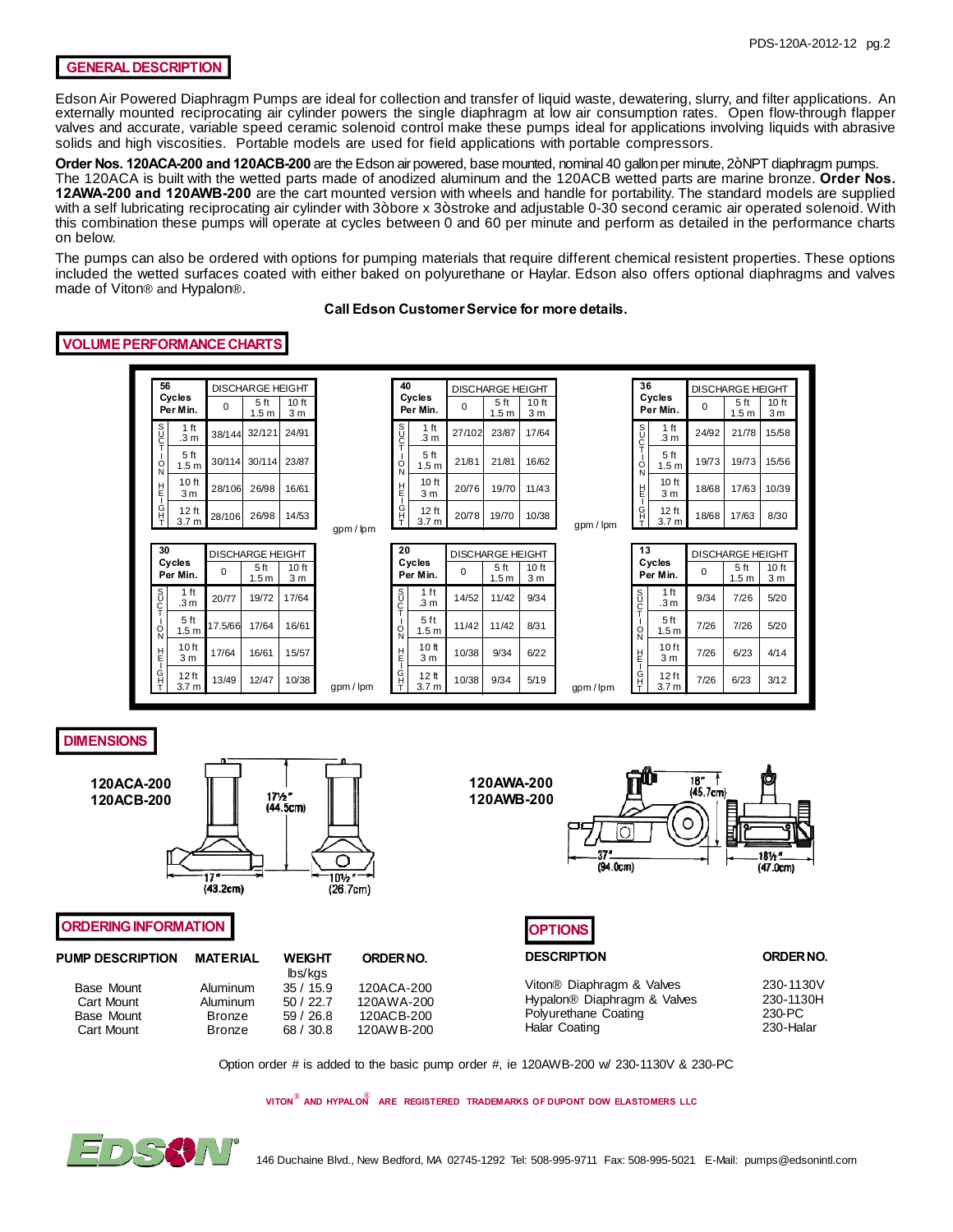## GENERAL DESCRIPTION

Edson Air Powered Diaphragm Pumps are ideal for collection and transfer of liquid waste, dewatering, slurry, and filter applications. An externally mounted reciprocating air cylinder powers the single diaphragm at low air consumption rates. Open flow-through flapper valves and accurate, variable speed ceramic solenoid control make these pumps ideal for applications involving liquids with abrasive solids and high viscosities. Portable models are used for field applications with portable compressors.

**Order Nos. 120ACA-200 and 120ACB-200** are the Edson air powered, base mounted, nominal 40 gallon per minute, 2ò NPT diaphragm pumps. The 120ACA is built with the wetted parts made of anodized aluminum and the 120ACB wetted parts are marine bronze. **Order Nos. 12AWA-200 and 120AWB-200** are the cart mounted version with wheels and handle for portability. The standard models are supplied with a self lubricating reciprocating air cylinder with 3ò bore x 3ò stroke and adjustable 0-30 second ceramic air operated solenoid. With this combination these pumps will operate at cycles between 0 and 60 per minute and perform as detailed in the performance charts on below.

The pumps can also be ordered with options for pumping materials that require different chemical resistent properties. These options included the wetted surfaces coated with either baked on polyurethane or Haylar. Edson also offers optional diaphragms and valves made of Viton® and Hypalon®.

**Call Edson Customer Service for more details.**

## VOLUME PERFORMANCE CHARTS

| 56 Cycles Per Min. | | DISCHARGE HEIGHT | | |
|---|---|---|---|---|
| | | 0 | 5 ft 1.5 m | 10 ft 3 m |
| SUCTION HEIGHT | 1 ft .3 m | 38/144 | 32/121 | 24/91 |
| | 5 ft 1.5 m | 30/114 | 30/114 | 23/87 |
| | 10 ft 3 m | 28/106 | 26/98 | 16/61 |
| | 12 ft 3.7 m | 28/106 | 26/98 | 14/53 |

gpm / lpm

| 40 Cycles Per Min. | | DISCHARGE HEIGHT | | |
|---|---|---|---|---|
| | | 0 | 5 ft 1.5 m | 10 ft 3 m |
| SUCTION HEIGHT | 1 ft .3 m | 27/102 | 23/87 | 17/64 |
| | 5 ft 1.5 m | 21/81 | 21/81 | 16/62 |
| | 10 ft 3 m | 20/76 | 19/70 | 11/43 |
| | 12 ft 3.7 m | 20/78 | 19/70 | 10/38 |

gpm / lpm

| 36 Cycles Per Min. | | DISCHARGE HEIGHT | | |
|---|---|---|---|---|
| | | 0 | 5 ft 1.5 m | 10 ft 3 m |
| SUCTION HEIGHT | 1 ft .3 m | 24/92 | 21/78 | 15/58 |
| | 5 ft 1.5 m | 19/73 | 19/73 | 15/56 |
| | 10 ft 3 m | 18/68 | 17/63 | 10/39 |
| | 12 ft 3.7 m | 18/68 | 17/63 | 8/30 |

| 30 Cycles Per Min. | | DISCHARGE HEIGHT | | |
|---|---|---|---|---|
| | | 0 | 5 ft 1.5 m | 10 ft 3 m |
| SUCTION HEIGHT | 1 ft .3 m | 20/77 | 19/72 | 17/64 |
| | 5 ft 1.5 m | 17.5/66 | 17/64 | 16/61 |
| | 10 ft 3 m | 17/64 | 16/61 | 15/57 |
| | 12 ft 3.7 m | 13/49 | 12/47 | 10/38 |

gpm / lpm

| 20 Cycles Per Min. | | DISCHARGE HEIGHT | | |
|---|---|---|---|---|
| | | 0 | 5 ft 1.5 m | 10 ft 3 m |
| SUCTION HEIGHT | 1 ft .3 m | 14/52 | 11/42 | 9/34 |
| | 5 ft 1.5 m | 11/42 | 11/42 | 8/31 |
| | 10 ft 3 m | 10/38 | 9/34 | 6/22 |
| | 12 ft 3.7 m | 10/38 | 9/34 | 5/19 |

gpm / lpm

| 13 Cycles Per Min. | | DISCHARGE HEIGHT | | |
|---|---|---|---|---|
| | | 0 | 5 ft 1.5 m | 10 ft 3 m |
| SUCTION HEIGHT | 1 ft .3 m | 9/34 | 7/26 | 5/20 |
| | 5 ft 1.5 m | 7/26 | 7/26 | 5/20 |
| | 10 ft 3 m | 7/26 | 6/23 | 4/14 |
| | 12 ft 3.7 m | 7/26 | 6/23 | 3/12 |

## DIMENSIONS

**120ACA-200**
**120ACB-200**

17½" (44.5cm)
17" (43.2cm)
10½" (26.7cm)

**120AWA-200**
**120AWB-200**

18" (45.7cm)
37" (94.0cm)
18½" (47.0cm)

## ORDERING INFORMATION

| PUMP DESCRIPTION | MATERIAL | WEIGHT lbs/kgs | ORDER NO. |
|---|---|---|---|
| Base Mount | Aluminum | 35 / 15.9 | 120ACA-200 |
| Cart Mount | Aluminum | 50 / 22.7 | 120AWA-200 |
| Base Mount | Bronze | 59 / 26.8 | 120ACB-200 |
| Cart Mount | Bronze | 68 / 30.8 | 120AWB-200 |

## OPTIONS

| DESCRIPTION | ORDER NO. |
|---|---|
| Viton® Diaphragm & Valves | 230-1130V |
| Hypalon® Diaphragm & Valves | 230-1130H |
| Polyurethane Coating | 230-PC |
| Halar Coating | 230-Halar |

Option order # is added to the basic pump order #, ie 120AWB-200 w/ 230-1130V & 230-PC

VITON® AND HYPALON® ARE REGISTERED TRADEMARKS OF DUPONT DOW ELASTOMERS LLC

EDSON®

146 Duchaine Blvd., New Bedford, MA 02745-1292 Tel: 508-995-9711 Fax: 508-995-5021 E-Mail: pumps@edsonintl.com